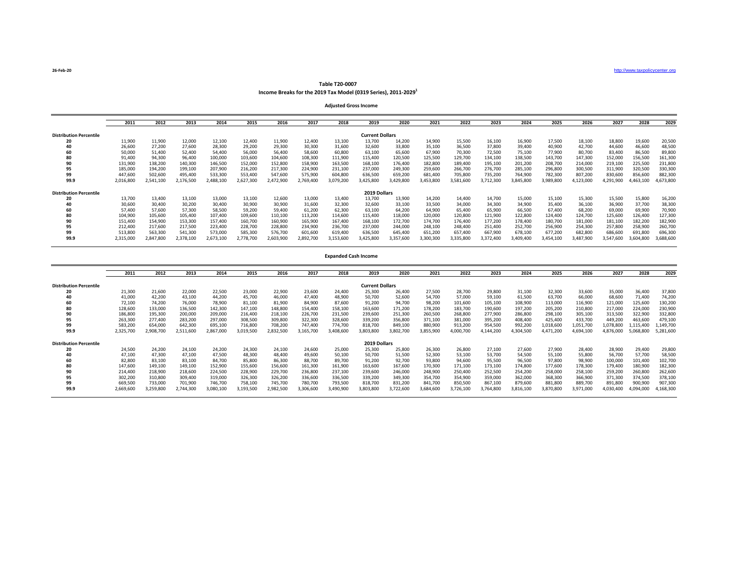26-Feb-20

http://www.taxpolicycenter.org

## Table T20-0007

### Income Breaks for the 2019 Tax Model (0319 Series), 2011-2029[1]

#### Adjusted Gross Income

| | 2011 | 2012 | 2013 | 2014 | 2015 | 2016 | 2017 | 2018 | 2019 | 2020 | 2021 | 2022 | 2023 | 2024 | 2025 | 2026 | 2027 | 2028 | 2029 |
|---|---|---|---|---|---|---|---|---|---|---|---|---|---|---|---|---|---|---|---|
| **Distribution Percentile** | | | | | | | | | **Current Dollars** | | | | | | | | | | |
| **20** | 11,900 | 11,900 | 12,000 | 12,100 | 12,400 | 11,900 | 12,400 | 13,100 | 13,700 | 14,200 | 14,900 | 15,500 | 16,100 | 16,900 | 17,500 | 18,100 | 18,800 | 19,600 | 20,500 |
| **40** | 26,600 | 27,200 | 27,600 | 28,300 | 29,200 | 29,300 | 30,300 | 31,600 | 32,600 | 33,800 | 35,100 | 36,500 | 37,800 | 39,400 | 40,900 | 42,700 | 44,600 | 46,600 | 48,500 |
| **60** | 50,000 | 51,400 | 52,400 | 54,400 | 56,000 | 56,400 | 58,600 | 60,800 | 63,100 | 65,600 | 67,900 | 70,300 | 72,500 | 75,100 | 77,900 | 80,700 | 83,400 | 86,500 | 89,800 |
| **80** | 91,400 | 94,300 | 96,400 | 100,000 | 103,600 | 104,600 | 108,300 | 111,900 | 115,400 | 120,500 | 125,500 | 129,700 | 134,100 | 138,500 | 143,700 | 147,300 | 152,000 | 156,500 | 161,300 |
| **90** | 131,900 | 138,200 | 140,300 | 146,500 | 152,000 | 152,800 | 158,900 | 163,500 | 168,100 | 176,400 | 182,800 | 189,400 | 195,100 | 201,200 | 208,700 | 214,000 | 219,100 | 225,500 | 231,800 |
| **95** | 185,000 | 194,200 | 199,100 | 207,900 | 216,200 | 217,300 | 224,900 | 231,100 | 237,000 | 249,300 | 259,600 | 266,700 | 276,700 | 285,100 | 296,800 | 300,500 | 311,900 | 320,500 | 330,300 |
| **99** | 447,600 | 502,600 | 495,400 | 533,300 | 553,400 | 547,600 | 575,900 | 604,800 | 636,500 | 659,200 | 681,400 | 705,800 | 735,200 | 764,900 | 782,300 | 807,200 | 830,600 | 856,600 | 882,300 |
| **99.9** | 2,016,800 | 2,541,100 | 2,176,500 | 2,488,100 | 2,627,300 | 2,472,900 | 2,769,400 | 3,079,200 | 3,425,800 | 3,429,800 | 3,453,800 | 3,581,600 | 3,712,300 | 3,845,800 | 3,989,800 | 4,123,000 | 4,291,900 | 4,463,100 | 4,673,800 |
| **Distribution Percentile** | | | | | | | | | **2019 Dollars** | | | | | | | | | | |
| **20** | 13,700 | 13,400 | 13,100 | 13,000 | 13,100 | 12,600 | 13,000 | 13,400 | 13,700 | 13,900 | 14,200 | 14,400 | 14,700 | 15,000 | 15,100 | 15,300 | 15,500 | 15,800 | 16,200 |
| **40** | 30,600 | 30,400 | 30,200 | 30,400 | 30,900 | 30,900 | 31,600 | 32,300 | 32,600 | 33,100 | 33,500 | 34,000 | 34,300 | 34,900 | 35,400 | 36,100 | 36,900 | 37,700 | 38,300 |
| **60** | 57,400 | 57,600 | 57,300 | 58,500 | 59,200 | 59,400 | 61,200 | 62,300 | 63,100 | 64,200 | 64,900 | 65,400 | 65,900 | 66,500 | 67,400 | 68,200 | 69,000 | 69,900 | 70,900 |
| **80** | 104,900 | 105,600 | 105,400 | 107,400 | 109,600 | 110,100 | 113,200 | 114,600 | 115,400 | 118,000 | 120,000 | 120,800 | 121,900 | 122,800 | 124,400 | 124,700 | 125,600 | 126,400 | 127,300 |
| **90** | 151,400 | 154,900 | 153,300 | 157,400 | 160,700 | 160,900 | 165,900 | 167,400 | 168,100 | 172,700 | 174,700 | 176,400 | 177,200 | 178,400 | 180,700 | 181,000 | 181,100 | 182,200 | 182,900 |
| **95** | 212,400 | 217,600 | 217,500 | 223,400 | 228,700 | 228,800 | 234,900 | 236,700 | 237,000 | 244,000 | 248,100 | 248,400 | 251,400 | 252,700 | 256,900 | 254,300 | 257,800 | 258,900 | 260,700 |
| **99** | 513,800 | 563,300 | 541,300 | 573,000 | 585,300 | 576,700 | 601,600 | 619,400 | 636,500 | 645,400 | 651,200 | 657,400 | 667,900 | 678,100 | 677,200 | 682,800 | 686,600 | 691,800 | 696,300 |
| **99.9** | 2,315,000 | 2,847,800 | 2,378,100 | 2,673,100 | 2,778,700 | 2,603,900 | 2,892,700 | 3,153,600 | 3,425,800 | 3,357,600 | 3,300,300 | 3,335,800 | 3,372,400 | 3,409,400 | 3,454,100 | 3,487,900 | 3,547,600 | 3,604,800 | 3,688,600 |

#### Expanded Cash Income

| | 2011 | 2012 | 2013 | 2014 | 2015 | 2016 | 2017 | 2018 | 2019 | 2020 | 2021 | 2022 | 2023 | 2024 | 2025 | 2026 | 2027 | 2028 | 2029 |
|---|---|---|---|---|---|---|---|---|---|---|---|---|---|---|---|---|---|---|---|
| **Distribution Percentile** | | | | | | | | | **Current Dollars** | | | | | | | | | | |
| **20** | 21,300 | 21,600 | 22,000 | 22,500 | 23,000 | 22,900 | 23,600 | 24,400 | 25,300 | 26,400 | 27,500 | 28,700 | 29,800 | 31,100 | 32,300 | 33,600 | 35,000 | 36,400 | 37,800 |
| **40** | 41,000 | 42,200 | 43,100 | 44,200 | 45,700 | 46,000 | 47,400 | 48,900 | 50,700 | 52,600 | 54,700 | 57,000 | 59,100 | 61,500 | 63,700 | 66,000 | 68,600 | 71,400 | 74,200 |
| **60** | 72,100 | 74,200 | 76,000 | 78,900 | 81,100 | 81,900 | 84,900 | 87,600 | 91,200 | 94,700 | 98,200 | 101,600 | 105,100 | 108,900 | 113,000 | 116,900 | 121,000 | 125,600 | 130,200 |
| **80** | 128,600 | 133,000 | 136,500 | 142,300 | 147,100 | 148,800 | 154,400 | 158,100 | 163,600 | 171,200 | 178,200 | 183,700 | 190,600 | 197,200 | 205,200 | 210,800 | 217,000 | 224,000 | 230,900 |
| **90** | 186,800 | 195,300 | 200,000 | 209,000 | 216,400 | 218,100 | 226,700 | 231,500 | 239,600 | 251,300 | 260,500 | 268,800 | 277,900 | 286,800 | 298,100 | 305,100 | 313,500 | 322,900 | 332,800 |
| **95** | 263,300 | 277,400 | 283,200 | 297,000 | 308,500 | 309,800 | 322,300 | 328,600 | 339,200 | 356,800 | 371,100 | 381,000 | 395,200 | 408,400 | 425,400 | 433,700 | 449,200 | 463,600 | 479,100 |
| **99** | 583,200 | 654,000 | 642,300 | 695,100 | 716,800 | 708,200 | 747,400 | 774,700 | 818,700 | 849,100 | 880,900 | 913,200 | 954,500 | 992,200 | 1,018,600 | 1,051,700 | 1,078,800 | 1,115,400 | 1,149,700 |
| **99.9** | 2,325,700 | 2,908,700 | 2,511,600 | 2,867,000 | 3,019,500 | 2,832,500 | 3,165,700 | 3,408,600 | 3,803,800 | 3,802,700 | 3,855,900 | 4,000,700 | 4,144,200 | 4,304,500 | 4,471,200 | 4,694,100 | 4,876,000 | 5,068,800 | 5,281,600 |
| **Distribution Percentile** | | | | | | | | | **2019 Dollars** | | | | | | | | | | |
| **20** | 24,500 | 24,200 | 24,100 | 24,200 | 24,300 | 24,100 | 24,600 | 25,000 | 25,300 | 25,800 | 26,300 | 26,800 | 27,100 | 27,600 | 27,900 | 28,400 | 28,900 | 29,400 | 29,800 |
| **40** | 47,100 | 47,300 | 47,100 | 47,500 | 48,300 | 48,400 | 49,600 | 50,100 | 50,700 | 51,500 | 52,300 | 53,100 | 53,700 | 54,500 | 55,100 | 55,800 | 56,700 | 57,700 | 58,500 |
| **60** | 82,800 | 83,100 | 83,100 | 84,700 | 85,800 | 86,300 | 88,700 | 89,700 | 91,200 | 92,700 | 93,800 | 94,600 | 95,500 | 96,500 | 97,800 | 98,900 | 100,000 | 101,400 | 102,700 |
| **80** | 147,600 | 149,100 | 149,100 | 152,900 | 155,600 | 156,600 | 161,300 | 161,900 | 163,600 | 167,600 | 170,300 | 171,100 | 173,100 | 174,800 | 177,600 | 178,300 | 179,400 | 180,900 | 182,300 |
| **90** | 214,400 | 218,900 | 218,600 | 224,500 | 228,900 | 229,700 | 236,800 | 237,100 | 239,600 | 246,000 | 248,900 | 250,400 | 252,500 | 254,200 | 258,000 | 258,100 | 259,200 | 260,800 | 262,600 |
| **95** | 302,200 | 310,800 | 309,400 | 319,000 | 326,300 | 326,200 | 336,600 | 336,500 | 339,200 | 349,300 | 354,700 | 354,900 | 359,000 | 362,000 | 368,300 | 366,900 | 371,300 | 374,500 | 378,100 |
| **99** | 669,500 | 733,000 | 701,900 | 746,700 | 758,100 | 745,700 | 780,700 | 793,500 | 818,700 | 831,200 | 841,700 | 850,500 | 867,100 | 879,600 | 881,800 | 889,700 | 891,800 | 900,900 | 907,300 |
| **99.9** | 2,669,600 | 3,259,800 | 2,744,300 | 3,080,100 | 3,193,500 | 2,982,500 | 3,306,600 | 3,490,900 | 3,803,800 | 3,722,600 | 3,684,600 | 3,726,100 | 3,764,800 | 3,816,100 | 3,870,800 | 3,971,000 | 4,030,400 | 4,094,000 | 4,168,300 |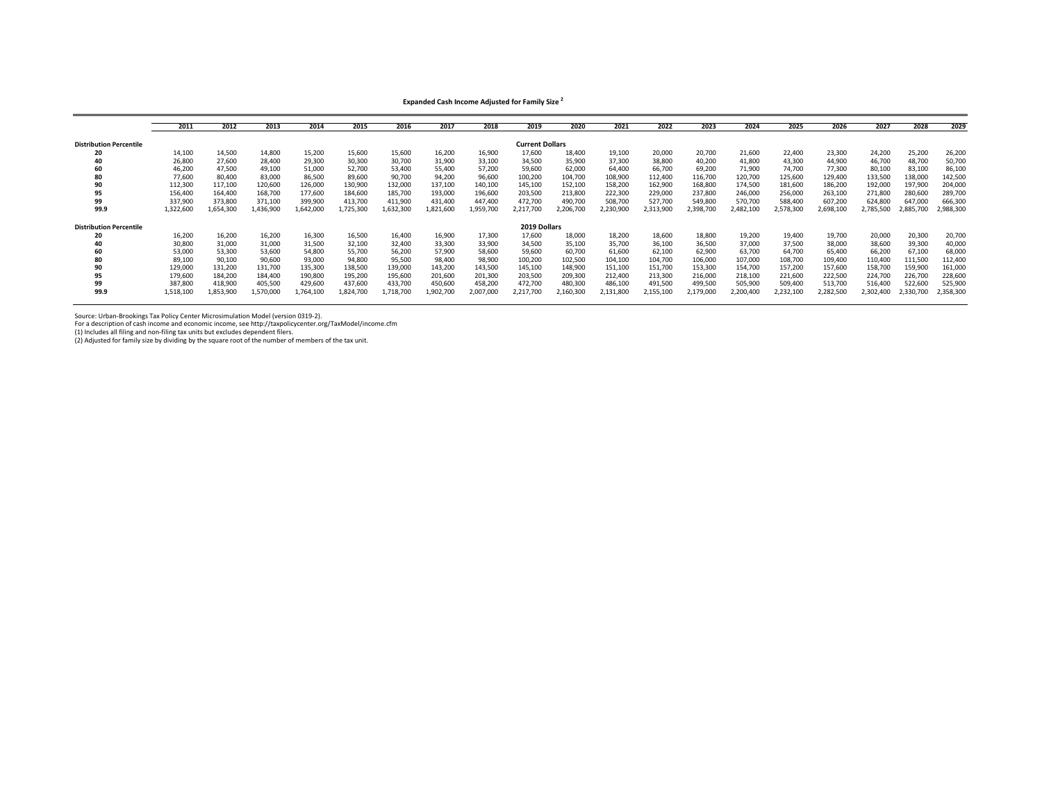**Expanded Cash Income Adjusted for Family Size [2]**

| | 2011 | 2012 | 2013 | 2014 | 2015 | 2016 | 2017 | 2018 | 2019 | 2020 | 2021 | 2022 | 2023 | 2024 | 2025 | 2026 | 2027 | 2028 | 2029 |
|---|---|---|---|---|---|---|---|---|---|---|---|---|---|---|---|---|---|---|---|
| **Distribution Percentile** | | | | | | | | | **Current Dollars** | | | | | | | | | | |
| **20** | 14,100 | 14,500 | 14,800 | 15,200 | 15,600 | 15,600 | 16,200 | 16,900 | 17,600 | 18,400 | 19,100 | 20,000 | 20,700 | 21,600 | 22,400 | 23,300 | 24,200 | 25,200 | 26,200 |
| **40** | 26,800 | 27,600 | 28,400 | 29,300 | 30,300 | 30,700 | 31,900 | 33,100 | 34,500 | 35,900 | 37,300 | 38,800 | 40,200 | 41,800 | 43,300 | 44,900 | 46,700 | 48,700 | 50,700 |
| **60** | 46,200 | 47,500 | 49,100 | 51,000 | 52,700 | 53,400 | 55,400 | 57,200 | 59,600 | 62,000 | 64,400 | 66,700 | 69,200 | 71,900 | 74,700 | 77,300 | 80,100 | 83,100 | 86,100 |
| **80** | 77,600 | 80,400 | 83,000 | 86,500 | 89,600 | 90,700 | 94,200 | 96,600 | 100,200 | 104,700 | 108,900 | 112,400 | 116,700 | 120,700 | 125,600 | 129,400 | 133,500 | 138,000 | 142,500 |
| **90** | 112,300 | 117,100 | 120,600 | 126,000 | 130,900 | 132,000 | 137,100 | 140,100 | 145,100 | 152,100 | 158,200 | 162,900 | 168,800 | 174,500 | 181,600 | 186,200 | 192,000 | 197,900 | 204,000 |
| **95** | 156,400 | 164,400 | 168,700 | 177,600 | 184,600 | 185,700 | 193,000 | 196,600 | 203,500 | 213,800 | 222,300 | 229,000 | 237,800 | 246,000 | 256,000 | 263,100 | 271,800 | 280,600 | 289,700 |
| **99** | 337,900 | 373,800 | 371,100 | 399,900 | 413,700 | 411,900 | 431,400 | 447,400 | 472,700 | 490,700 | 508,700 | 527,700 | 549,800 | 570,700 | 588,400 | 607,200 | 624,800 | 647,000 | 666,300 |
| **99.9** | 1,322,600 | 1,654,300 | 1,436,900 | 1,642,000 | 1,725,300 | 1,632,300 | 1,821,600 | 1,959,700 | 2,217,700 | 2,206,700 | 2,230,900 | 2,313,900 | 2,398,700 | 2,482,100 | 2,578,300 | 2,698,100 | 2,785,500 | 2,885,700 | 2,988,300 |
| **Distribution Percentile** | | | | | | | | | **2019 Dollars** | | | | | | | | | | |
| **20** | 16,200 | 16,200 | 16,200 | 16,300 | 16,500 | 16,400 | 16,900 | 17,300 | 17,600 | 18,000 | 18,200 | 18,600 | 18,800 | 19,200 | 19,400 | 19,700 | 20,000 | 20,300 | 20,700 |
| **40** | 30,800 | 31,000 | 31,000 | 31,500 | 32,100 | 32,400 | 33,300 | 33,900 | 34,500 | 35,100 | 35,700 | 36,100 | 36,500 | 37,000 | 37,500 | 38,000 | 38,600 | 39,300 | 40,000 |
| **60** | 53,000 | 53,300 | 53,600 | 54,800 | 55,700 | 56,200 | 57,900 | 58,600 | 59,600 | 60,700 | 61,600 | 62,100 | 62,900 | 63,700 | 64,700 | 65,400 | 66,200 | 67,100 | 68,000 |
| **80** | 89,100 | 90,100 | 90,600 | 93,000 | 94,800 | 95,500 | 98,400 | 98,900 | 100,200 | 102,500 | 104,100 | 104,700 | 106,000 | 107,000 | 108,700 | 109,400 | 110,400 | 111,500 | 112,400 |
| **90** | 129,000 | 131,200 | 131,700 | 135,300 | 138,500 | 139,000 | 143,200 | 143,500 | 145,100 | 148,900 | 151,100 | 151,700 | 153,300 | 154,700 | 157,200 | 157,600 | 158,700 | 159,900 | 161,000 |
| **95** | 179,600 | 184,200 | 184,400 | 190,800 | 195,200 | 195,600 | 201,600 | 201,300 | 203,500 | 209,300 | 212,400 | 213,300 | 216,000 | 218,100 | 221,600 | 222,500 | 224,700 | 226,700 | 228,600 |
| **99** | 387,800 | 418,900 | 405,500 | 429,600 | 437,600 | 433,700 | 450,600 | 458,200 | 472,700 | 480,300 | 486,100 | 491,500 | 499,500 | 505,900 | 509,400 | 513,700 | 516,400 | 522,600 | 525,900 |
| **99.9** | 1,518,100 | 1,853,900 | 1,570,000 | 1,764,100 | 1,824,700 | 1,718,700 | 1,902,700 | 2,007,000 | 2,217,700 | 2,160,300 | 2,131,800 | 2,155,100 | 2,179,000 | 2,200,400 | 2,232,100 | 2,282,500 | 2,302,400 | 2,330,700 | 2,358,300 |

Source: Urban-Brookings Tax Policy Center Microsimulation Model (version 0319-2).
For a description of cash income and economic income, see http://taxpolicycenter.org/TaxModel/income.cfm
(1) Includes all filing and non-filing tax units but excludes dependent filers.
(2) Adjusted for family size by dividing by the square root of the number of members of the tax unit.